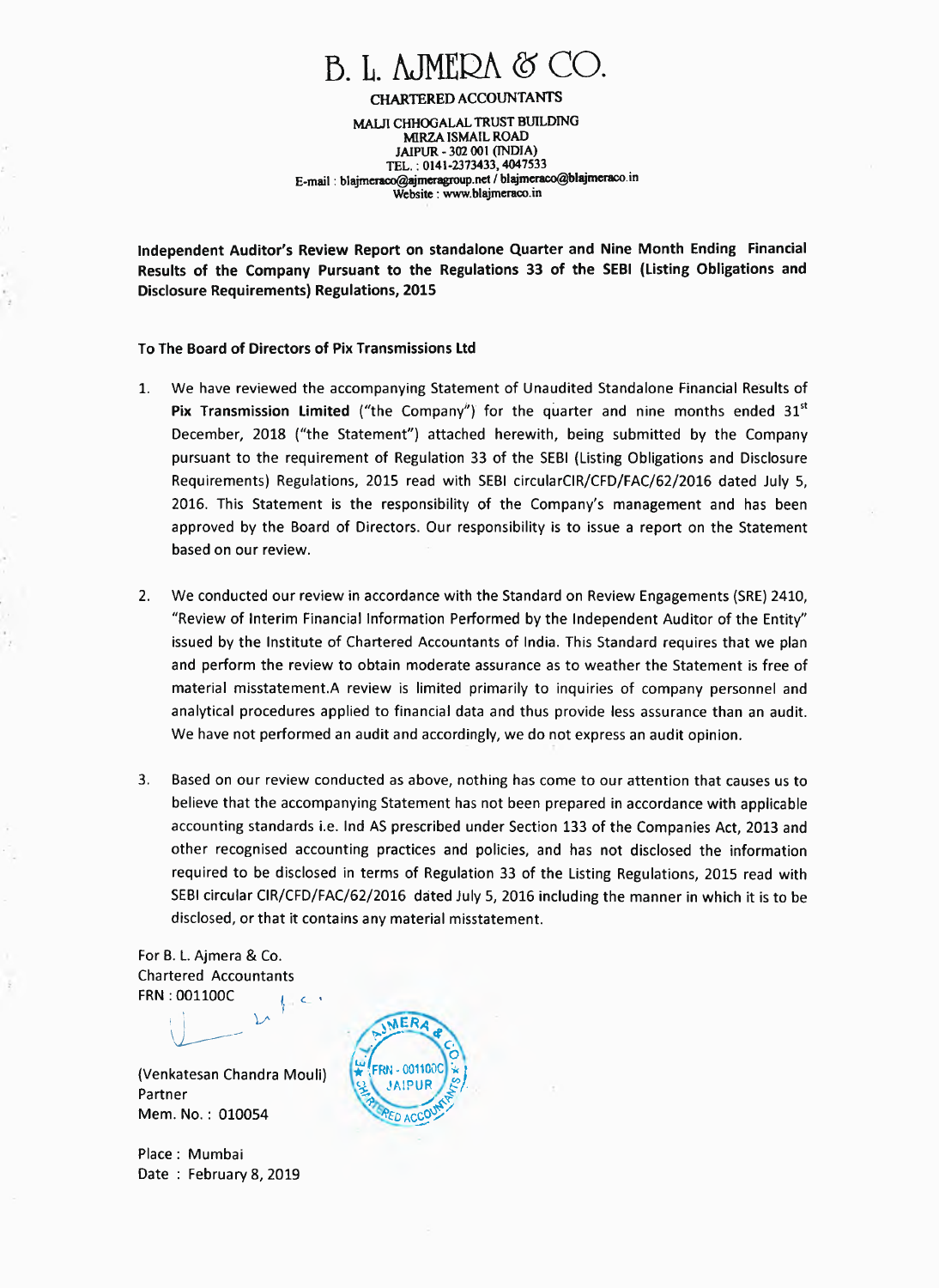# B. L. AJMERA & CO.

**CHARTERED ACCOUNTANTS**

MALJI CHHOGALAL TRUST BUILDING
MIRZA ISMAIL ROAD
JAIPUR - 302 001 (INDIA)
TEL. : 0141-2373433, 4047533
E-mail : blajmeraco@ajmeragroup.net / blajmeraco@blajmeraco.in
Website : www.blajmeraco.in

**Independent Auditor's Review Report on standalone Quarter and Nine Month Ending Financial Results of the Company Pursuant to the Regulations 33 of the SEBI (Listing Obligations and Disclosure Requirements) Regulations, 2015**

**To The Board of Directors of Pix Transmissions Ltd**

1. We have reviewed the accompanying Statement of Unaudited Standalone Financial Results of **Pix Transmission Limited** ("the Company") for the quarter and nine months ended 31st December, 2018 ("the Statement") attached herewith, being submitted by the Company pursuant to the requirement of Regulation 33 of the SEBI (Listing Obligations and Disclosure Requirements) Regulations, 2015 read with SEBI circularCIR/CFD/FAC/62/2016 dated July 5, 2016. This Statement is the responsibility of the Company's management and has been approved by the Board of Directors. Our responsibility is to issue a report on the Statement based on our review.

2. We conducted our review in accordance with the Standard on Review Engagements (SRE) 2410, "Review of Interim Financial Information Performed by the Independent Auditor of the Entity" issued by the Institute of Chartered Accountants of India. This Standard requires that we plan and perform the review to obtain moderate assurance as to weather the Statement is free of material misstatement.A review is limited primarily to inquiries of company personnel and analytical procedures applied to financial data and thus provide less assurance than an audit. We have not performed an audit and accordingly, we do not express an audit opinion.

3. Based on our review conducted as above, nothing has come to our attention that causes us to believe that the accompanying Statement has not been prepared in accordance with applicable accounting standards i.e. Ind AS prescribed under Section 133 of the Companies Act, 2013 and other recognised accounting practices and policies, and has not disclosed the information required to be disclosed in terms of Regulation 33 of the Listing Regulations, 2015 read with SEBI circular CIR/CFD/FAC/62/2016 dated July 5, 2016 including the manner in which it is to be disclosed, or that it contains any material misstatement.

For B. L. Ajmera & Co.
Chartered Accountants
FRN : 001100C

(Venkatesan Chandra Mouli)
Partner
Mem. No. : 010054

Place : Mumbai
Date : February 8, 2019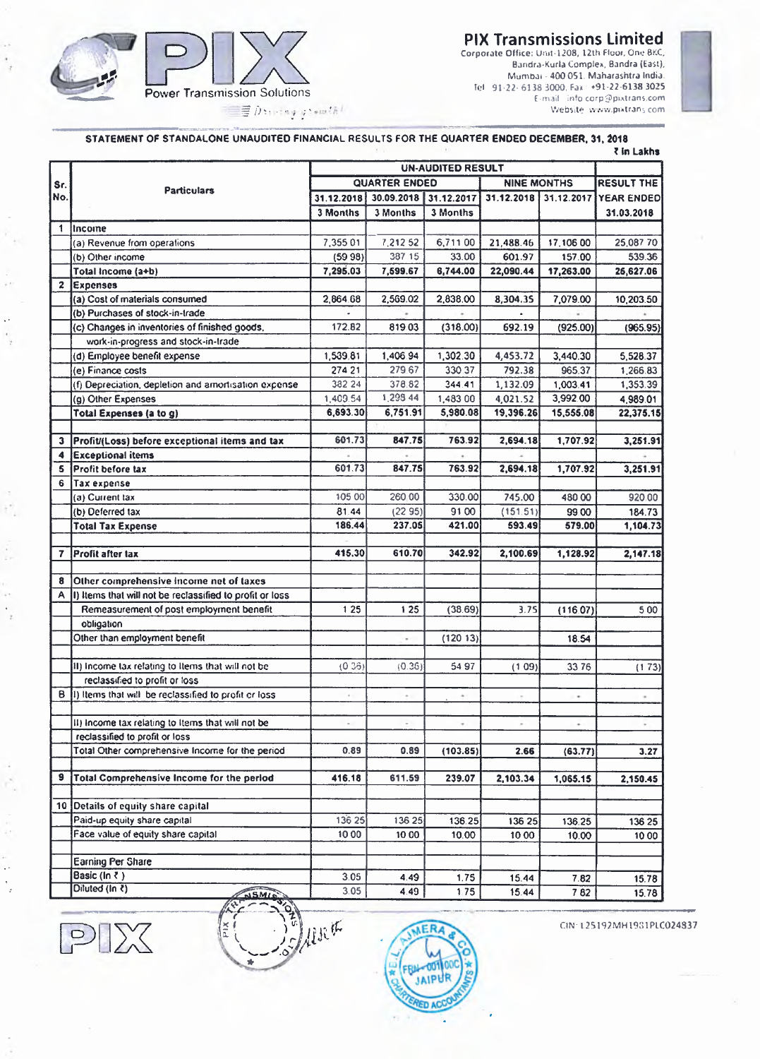# PIX Transmissions Limited

Corporate Office: Unit-1208, 12th Floor, One BKC, Bandra-Kurla Complex, Bandra (East), Mumbai - 400 051. Maharashtra India.
Tel 91-22-6138 3000, Fax +91-22-6138 3025
E-mail info.corp@pixtrans.com
Website www.pixtrans.com

Power Transmission Solutions

## STATEMENT OF STANDALONE UNAUDITED FINANCIAL RESULTS FOR THE QUARTER ENDED DECEMBER, 31, 2018

₹ In Lakhs

| Sr. No. | Particulars | UN-AUDITED RESULT | | | | | RESULT THE YEAR ENDED |
|---|---|---|---|---|---|---|---|
| | | QUARTER ENDED | | | NINE MONTHS | | |
| | | 31.12.2018 | 30.09.2018 | 31.12.2017 | 31.12.2018 | 31.12.2017 | 31.03.2018 |
| | | 3 Months | 3 Months | 3 Months | | | |
| 1 | Income | | | | | | |
| | (a) Revenue from operations | 7,355.01 | 7,212.52 | 6,711.00 | 21,488.46 | 17,106.00 | 25,087.70 |
| | (b) Other income | (59.98) | 387.15 | 33.00 | 601.97 | 157.00 | 539.36 |
| | **Total Income (a+b)** | **7,295.03** | **7,599.67** | **6,744.00** | **22,090.44** | **17,263.00** | **25,627.06** |
| 2 | **Expenses** | | | | | | |
| | (a) Cost of materials consumed | 2,864.68 | 2,569.02 | 2,838.00 | 8,304.35 | 7,079.00 | 10,203.50 |
| | (b) Purchases of stock-in-trade | - | - | - | - | - | - |
| | (c) Changes in inventories of finished goods, work-in-progress and stock-in-trade | 172.82 | 819.03 | (318.00) | 692.19 | (925.00) | (965.95) |
| | (d) Employee benefit expense | 1,539.81 | 1,406.94 | 1,302.30 | 4,453.72 | 3,440.30 | 5,528.37 |
| | (e) Finance costs | 274.21 | 279.67 | 330.37 | 792.38 | 965.37 | 1,266.83 |
| | (f) Depreciation, depletion and amortisation expense | 382.24 | 378.82 | 344.41 | 1,132.09 | 1,003.41 | 1,353.39 |
| | (g) Other Expenses | 1,409.54 | 1,298.44 | 1,483.00 | 4,021.52 | 3,992.00 | 4,989.01 |
| | **Total Expenses (a to g)** | **6,693.30** | **6,751.91** | **5,980.08** | **19,396.26** | **15,555.08** | **22,375.15** |
| 3 | **Profit/(Loss) before exceptional items and tax** | 601.73 | 847.75 | 763.92 | 2,694.18 | 1,707.92 | 3,251.91 |
| 4 | **Exceptional items** | - | - | - | - | - | - |
| 5 | **Profit before tax** | 601.73 | 847.75 | 763.92 | 2,694.18 | 1,707.92 | 3,251.91 |
| 6 | **Tax expense** | | | | | | |
| | (a) Current tax | 105.00 | 260.00 | 330.00 | 745.00 | 480.00 | 920.00 |
| | (b) Deferred tax | 81.44 | (22.95) | 91.00 | (151.51) | 99.00 | 184.73 |
| | **Total Tax Expense** | **186.44** | **237.05** | **421.00** | **593.49** | **579.00** | **1,104.73** |
| 7 | **Profit after tax** | **415.30** | **610.70** | **342.92** | **2,100.69** | **1,128.92** | **2,147.18** |
| 8 | **Other comprehensive income net of taxes** | | | | | | |
| A | I) Items that will not be reclassified to profit or loss | | | | | | |
| | Remeasurement of post employment benefit obligation | 1.25 | 1.25 | (38.69) | 3.75 | (116.07) | 5.00 |
| | Other than employment benefit | | - | (120.13) | | 18.54 | |
| | II) Income tax relating to Items that will not be reclassified to profit or loss | (0.36) | (0.36) | 54.97 | (1.09) | 33.76 | (1.73) |
| B | I) Items that will be reclassified to profit or loss | - | - | - | - | - | - |
| | II) Income tax relating to Items that will not be reclassified to profit or loss | - | - | - | - | - | - |
| | Total Other comprehensive Income for the period | **0.89** | **0.89** | **(103.85)** | **2.66** | **(63.77)** | **3.27** |
| 9 | **Total Comprehensive Income for the period** | **416.18** | **611.59** | **239.07** | **2,103.34** | **1,065.15** | **2,150.45** |
| 10 | **Details of equity share capital** | | | | | | |
| | Paid-up equity share capital | 136.25 | 136.25 | 136.25 | 136.25 | 136.25 | 136.25 |
| | Face value of equity share capital | 10.00 | 10.00 | 10.00 | 10.00 | 10.00 | 10.00 |
| | Earning Per Share | | | | | | |
| | Basic (In ₹) | 3.05 | 4.49 | 1.75 | 15.44 | 7.82 | 15.78 |
| | Diluted (In ₹) | 3.05 | 4.49 | 1.75 | 15.44 | 7.82 | 15.78 |

CIN: L25192MH1981PLC024837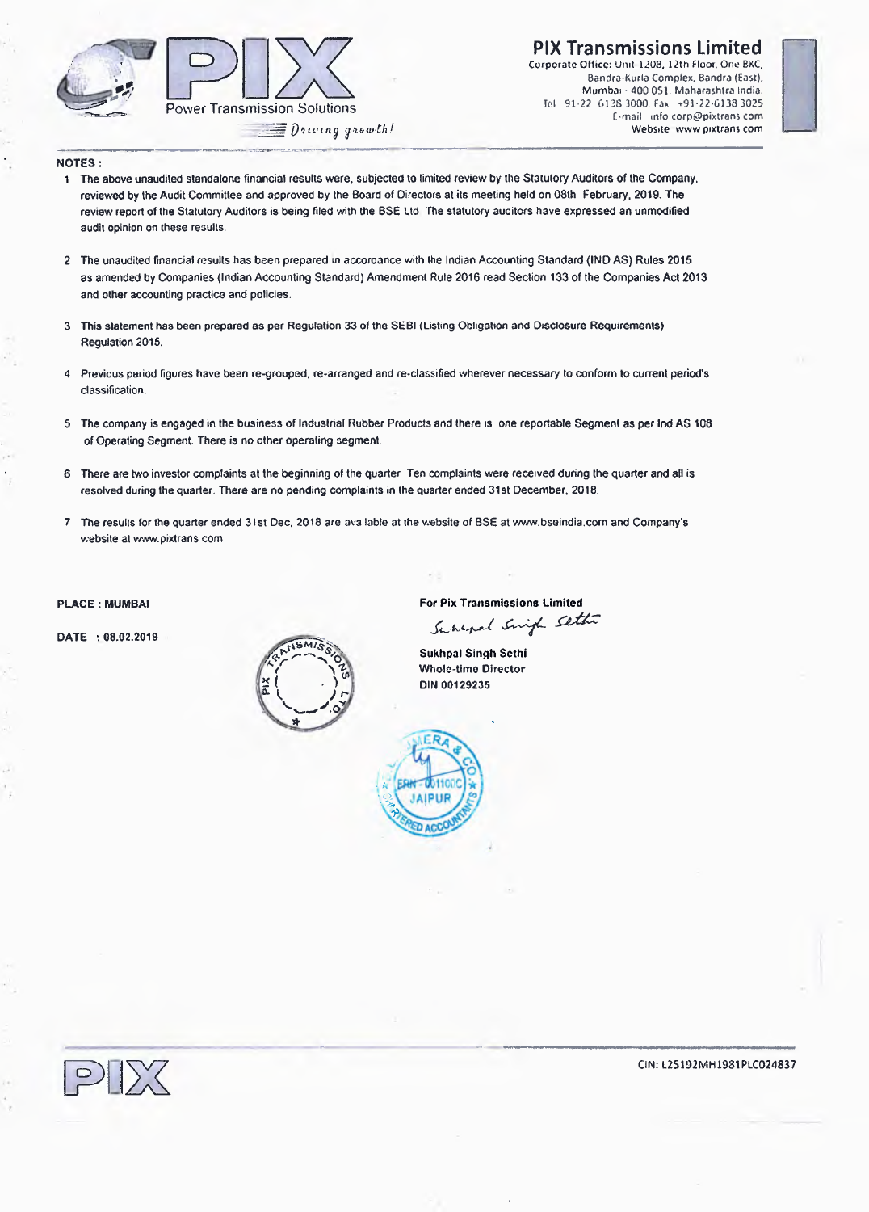# PIX Transmissions Limited

Corporate Office: Unit 1208, 12th Floor, One BKC, Bandra-Kurla Complex, Bandra (East), Mumbai - 400 051. Maharashtra India.
Tel 91-22 6138 3000 Fax +91-22-6138 3025
E-mail info corp@pixtrans com
Website www pixtrans com

PIX Power Transmission Solutions — *Driving growth!*

**NOTES :**

1. The above unaudited standalone financial results were, subjected to limited review by the Statutory Auditors of the Company, reviewed by the Audit Committee and approved by the Board of Directors at its meeting held on 08th February, 2019. The review report of the Statutory Auditors is being filed with the BSE Ltd The statutory auditors have expressed an unmodified audit opinion on these results.
2. The unaudited financial results has been prepared in accordance with the Indian Accounting Standard (IND AS) Rules 2015 as amended by Companies (Indian Accounting Standard) Amendment Rule 2016 read Section 133 of the Companies Act 2013 and other accounting practice and policies.
3. This statement has been prepared as per Regulation 33 of the SEBI (Listing Obligation and Disclosure Requirements) Regulation 2015.
4. Previous period figures have been re-grouped, re-arranged and re-classified wherever necessary to conform to current period's classification.
5. The company is engaged in the business of Industrial Rubber Products and there is one reportable Segment as per Ind AS 108 of Operating Segment. There is no other operating segment.
6. There are two investor complaints at the beginning of the quarter Ten complaints were received during the quarter and all is resolved during the quarter. There are no pending complaints in the quarter ended 31st December, 2018.
7. The results for the quarter ended 31st Dec, 2018 are available at the website of BSE at www.bseindia.com and Company's website at www.pixtrans com

**PLACE : MUMBAI**

**DATE : 08.02.2019**

**For Pix Transmissions Limited**

*Sukhpal Singh Sethi*

**Sukhpal Singh Sethi**
**Whole-time Director**
**DIN 00129235**

CIN: L25192MH1981PLC024837